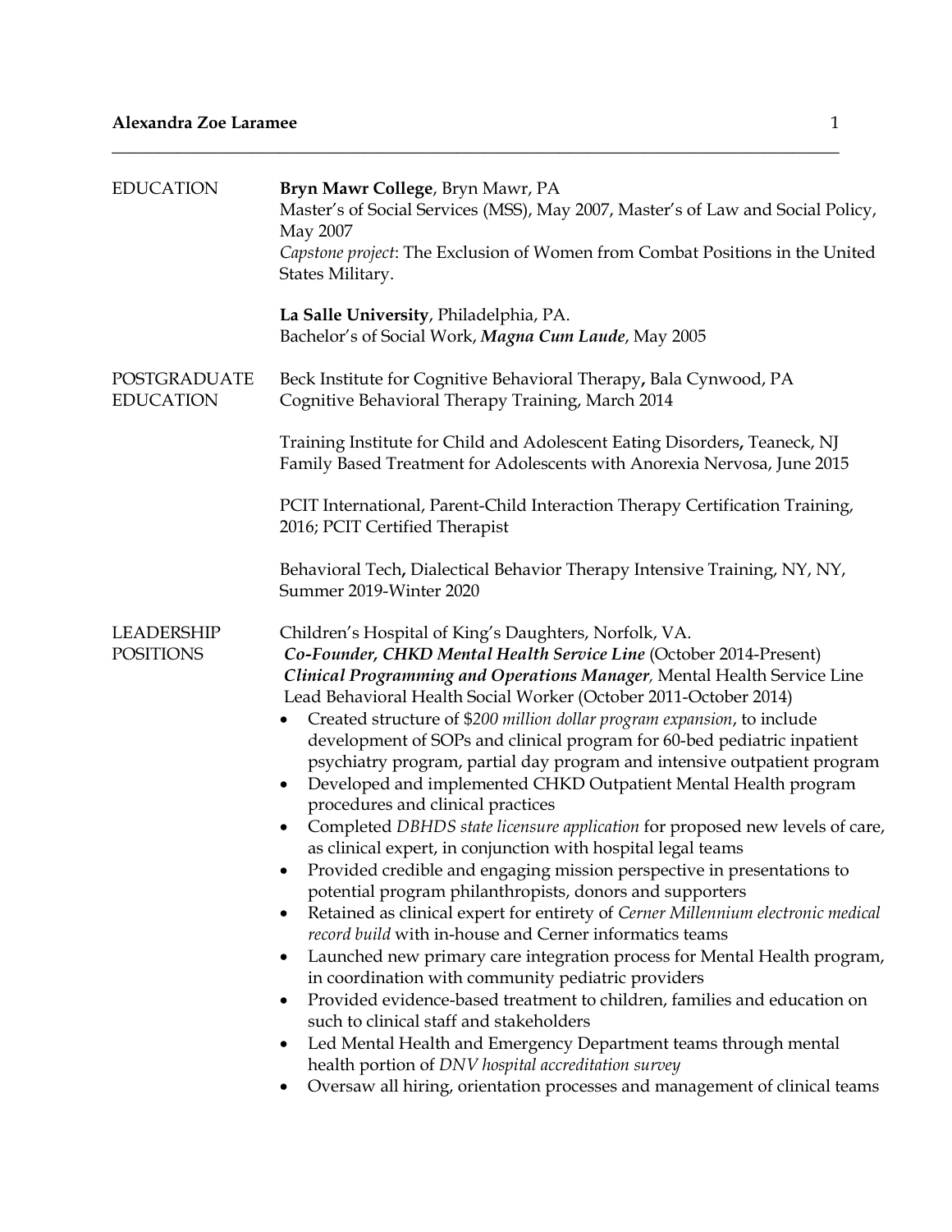# Alexandra Zoe Laramee

## EDUCATION

**Bryn Mawr College**, Bryn Mawr, PA
Master's of Social Services (MSS), May 2007, Master's of Law and Social Policy, May 2007
*Capstone project*: The Exclusion of Women from Combat Positions in the United States Military.

**La Salle University**, Philadelphia, PA.
Bachelor's of Social Work, ***Magna Cum Laude***, May 2005

## POSTGRADUATE EDUCATION

Beck Institute for Cognitive Behavioral Therapy**,** Bala Cynwood, PA
Cognitive Behavioral Therapy Training, March 2014

Training Institute for Child and Adolescent Eating Disorders**,** Teaneck, NJ
Family Based Treatment for Adolescents with Anorexia Nervosa, June 2015

PCIT International, Parent-Child Interaction Therapy Certification Training, 2016; PCIT Certified Therapist

Behavioral Tech**,** Dialectical Behavior Therapy Intensive Training, NY, NY, Summer 2019-Winter 2020

## LEADERSHIP POSITIONS

Children's Hospital of King's Daughters, Norfolk, VA.
***Co-Founder, CHKD Mental Health Service Line*** (October 2014-Present)
***Clinical Programming and Operations Manager**,* Mental Health Service Line
Lead Behavioral Health Social Worker (October 2011-October 2014)

- Created structure of $*200 million dollar program expansion*, to include development of SOPs and clinical program for 60-bed pediatric inpatient psychiatry program, partial day program and intensive outpatient program
- Developed and implemented CHKD Outpatient Mental Health program procedures and clinical practices
- Completed *DBHDS state licensure application* for proposed new levels of care, as clinical expert, in conjunction with hospital legal teams
- Provided credible and engaging mission perspective in presentations to potential program philanthropists, donors and supporters
- Retained as clinical expert for entirety of *Cerner Millennium electronic medical record build* with in-house and Cerner informatics teams
- Launched new primary care integration process for Mental Health program, in coordination with community pediatric providers
- Provided evidence-based treatment to children, families and education on such to clinical staff and stakeholders
- Led Mental Health and Emergency Department teams through mental health portion of *DNV hospital accreditation survey*
- Oversaw all hiring, orientation processes and management of clinical teams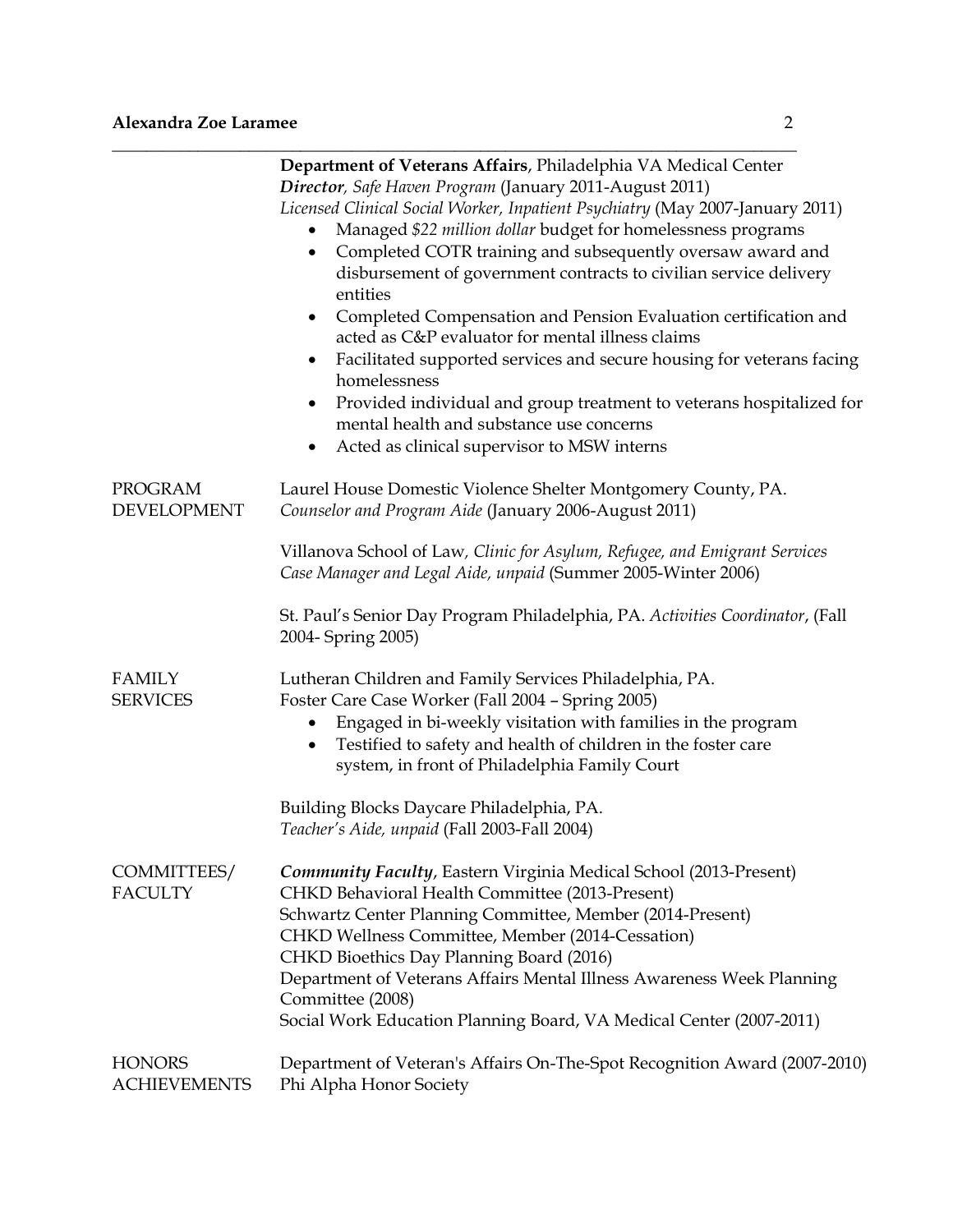**Department of Veterans Affairs**, Philadelphia VA Medical Center
***Director**, Safe Haven Program* (January 2011-August 2011)
*Licensed Clinical Social Worker, Inpatient Psychiatry* (May 2007-January 2011)

- Managed *$22 million dollar* budget for homelessness programs
- Completed COTR training and subsequently oversaw award and disbursement of government contracts to civilian service delivery entities
- Completed Compensation and Pension Evaluation certification and acted as C&P evaluator for mental illness claims
- Facilitated supported services and secure housing for veterans facing homelessness
- Provided individual and group treatment to veterans hospitalized for mental health and substance use concerns
- Acted as clinical supervisor to MSW interns

## PROGRAM DEVELOPMENT

Laurel House Domestic Violence Shelter Montgomery County, PA.
*Counselor and Program Aide* (January 2006-August 2011)

Villanova School of Law, *Clinic for Asylum, Refugee, and Emigrant Services*
*Case Manager and Legal Aide, unpaid* (Summer 2005-Winter 2006)

St. Paul's Senior Day Program Philadelphia, PA. *Activities Coordinator*, (Fall 2004- Spring 2005)

## FAMILY SERVICES

Lutheran Children and Family Services Philadelphia, PA.
Foster Care Case Worker (Fall 2004 – Spring 2005)

- Engaged in bi-weekly visitation with families in the program
- Testified to safety and health of children in the foster care system, in front of Philadelphia Family Court

Building Blocks Daycare Philadelphia, PA.
*Teacher's Aide, unpaid* (Fall 2003-Fall 2004)

## COMMITTEES/ FACULTY

***Community Faculty***, Eastern Virginia Medical School (2013-Present)
CHKD Behavioral Health Committee (2013-Present)
Schwartz Center Planning Committee, Member (2014-Present)
CHKD Wellness Committee, Member (2014-Cessation)
CHKD Bioethics Day Planning Board (2016)
Department of Veterans Affairs Mental Illness Awareness Week Planning Committee (2008)
Social Work Education Planning Board, VA Medical Center (2007-2011)

## HONORS ACHIEVEMENTS

Department of Veteran's Affairs On-The-Spot Recognition Award (2007-2010)
Phi Alpha Honor Society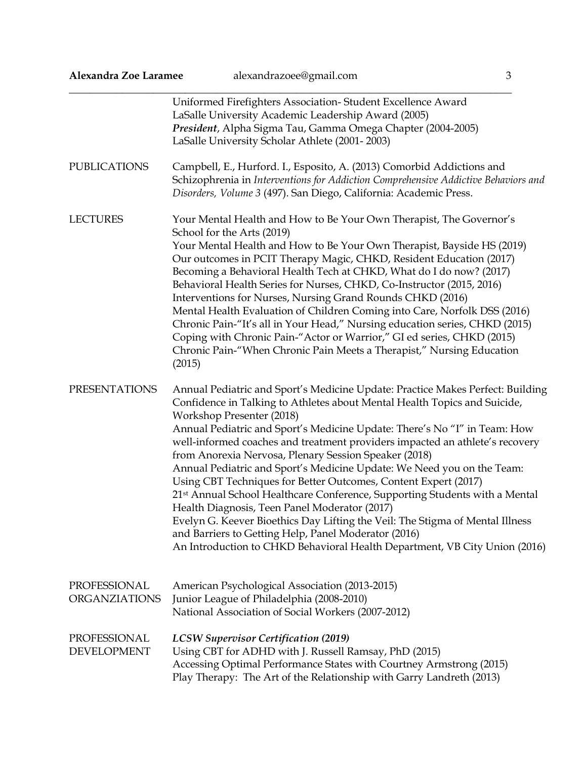Uniformed Firefighters Association- Student Excellence Award
LaSalle University Academic Leadership Award (2005)
***President***, Alpha Sigma Tau, Gamma Omega Chapter (2004-2005)
LaSalle University Scholar Athlete (2001- 2003)

## PUBLICATIONS

Campbell, E., Hurford. I., Esposito, A. (2013) Comorbid Addictions and Schizophrenia in *Interventions for Addiction Comprehensive Addictive Behaviors and Disorders, Volume 3* (497). San Diego, California: Academic Press.

## LECTURES

Your Mental Health and How to Be Your Own Therapist, The Governor's School for the Arts (2019)
Your Mental Health and How to Be Your Own Therapist, Bayside HS (2019)
Our outcomes in PCIT Therapy Magic, CHKD, Resident Education (2017)
Becoming a Behavioral Health Tech at CHKD, What do I do now? (2017)
Behavioral Health Series for Nurses, CHKD, Co-Instructor (2015, 2016)
Interventions for Nurses, Nursing Grand Rounds CHKD (2016)
Mental Health Evaluation of Children Coming into Care, Norfolk DSS (2016)
Chronic Pain-"It's all in Your Head," Nursing education series, CHKD (2015)
Coping with Chronic Pain-"Actor or Warrior," GI ed series, CHKD (2015)
Chronic Pain-"When Chronic Pain Meets a Therapist," Nursing Education (2015)

## PRESENTATIONS

Annual Pediatric and Sport's Medicine Update: Practice Makes Perfect: Building Confidence in Talking to Athletes about Mental Health Topics and Suicide, Workshop Presenter (2018)
Annual Pediatric and Sport's Medicine Update: There's No "I" in Team: How well-informed coaches and treatment providers impacted an athlete's recovery from Anorexia Nervosa, Plenary Session Speaker (2018)
Annual Pediatric and Sport's Medicine Update: We Need you on the Team: Using CBT Techniques for Better Outcomes, Content Expert (2017)
21st Annual School Healthcare Conference, Supporting Students with a Mental Health Diagnosis, Teen Panel Moderator (2017)
Evelyn G. Keever Bioethics Day Lifting the Veil: The Stigma of Mental Illness and Barriers to Getting Help, Panel Moderator (2016)
An Introduction to CHKD Behavioral Health Department, VB City Union (2016)

## PROFESSIONAL ORGANZIATIONS

American Psychological Association (2013-2015)
Junior League of Philadelphia (2008-2010)
National Association of Social Workers (2007-2012)

## PROFESSIONAL DEVELOPMENT

***LCSW Supervisor Certification (2019)***
Using CBT for ADHD with J. Russell Ramsay, PhD (2015)
Accessing Optimal Performance States with Courtney Armstrong (2015)
Play Therapy: The Art of the Relationship with Garry Landreth (2013)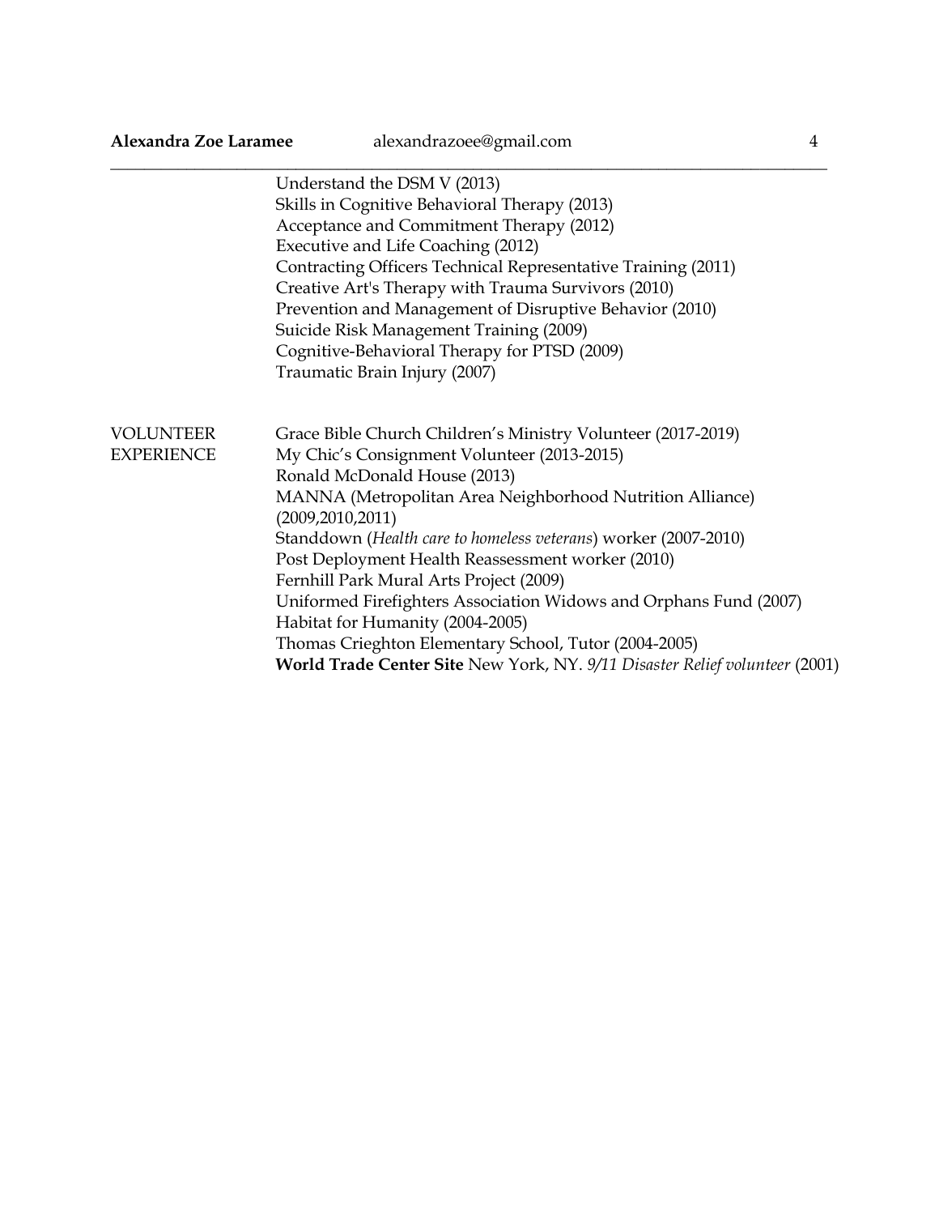Understand the DSM V (2013)
Skills in Cognitive Behavioral Therapy (2013)
Acceptance and Commitment Therapy (2012)
Executive and Life Coaching (2012)
Contracting Officers Technical Representative Training (2011)
Creative Art's Therapy with Trauma Survivors (2010)
Prevention and Management of Disruptive Behavior (2010)
Suicide Risk Management Training (2009)
Cognitive-Behavioral Therapy for PTSD (2009)
Traumatic Brain Injury (2007)

## VOLUNTEER EXPERIENCE

Grace Bible Church Children's Ministry Volunteer (2017-2019)
My Chic's Consignment Volunteer (2013-2015)
Ronald McDonald House (2013)
MANNA (Metropolitan Area Neighborhood Nutrition Alliance) (2009,2010,2011)
Standdown (*Health care to homeless veterans*) worker (2007-2010)
Post Deployment Health Reassessment worker (2010)
Fernhill Park Mural Arts Project (2009)
Uniformed Firefighters Association Widows and Orphans Fund (2007)
Habitat for Humanity (2004-2005)
Thomas Crieghton Elementary School, Tutor (2004-2005)
**World Trade Center Site** New York, NY. *9/11 Disaster Relief volunteer* (2001)